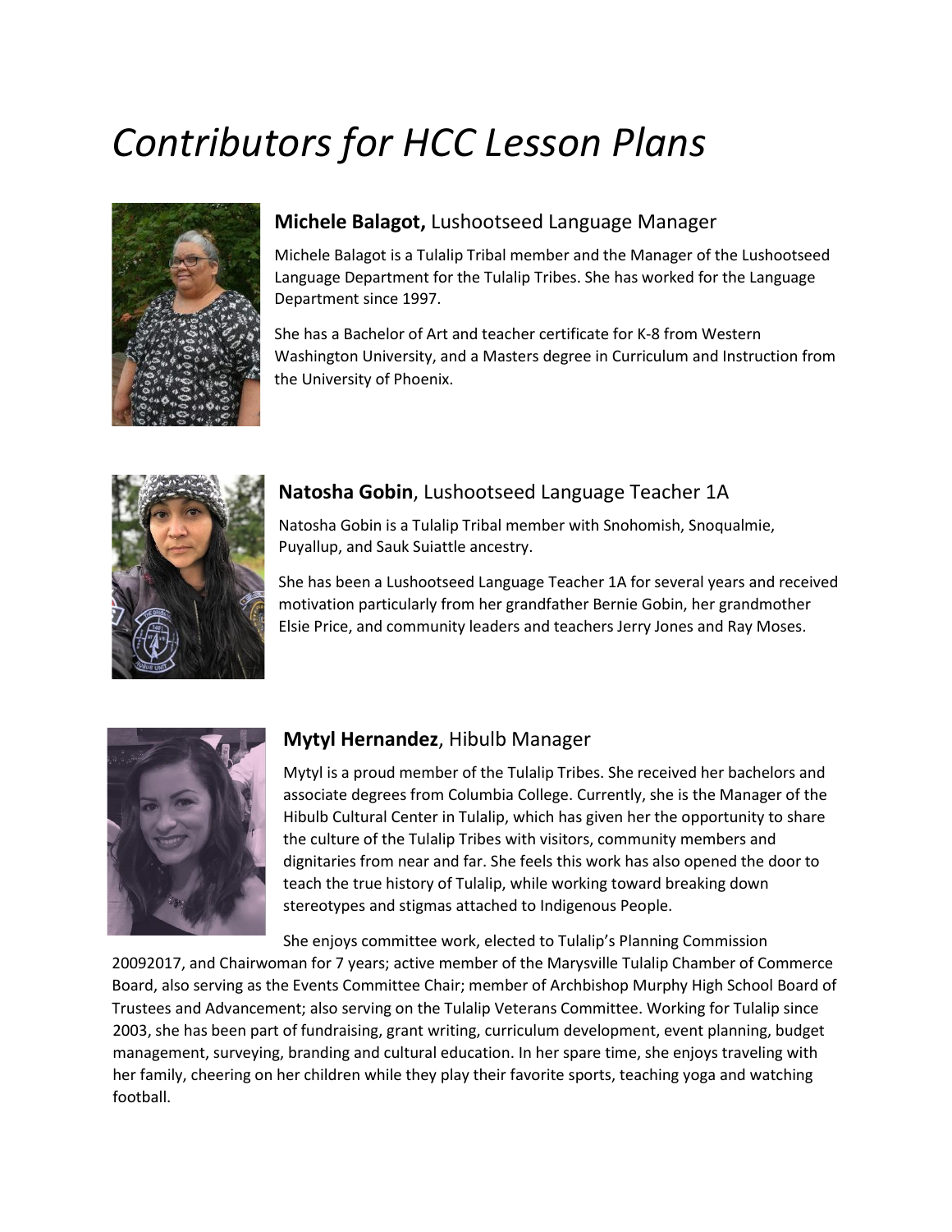// Note: no images detected on this page, so no image_ref tags are included.
# *Contributors for HCC Lesson Plans*

### **Michele Balagot,** Lushootseed Language Manager

Michele Balagot is a Tulalip Tribal member and the Manager of the Lushootseed Language Department for the Tulalip Tribes. She has worked for the Language Department since 1997.

She has a Bachelor of Art and teacher certificate for K-8 from Western Washington University, and a Masters degree in Curriculum and Instruction from the University of Phoenix.

### **Natosha Gobin**, Lushootseed Language Teacher 1A

Natosha Gobin is a Tulalip Tribal member with Snohomish, Snoqualmie, Puyallup, and Sauk Suiattle ancestry.

She has been a Lushootseed Language Teacher 1A for several years and received motivation particularly from her grandfather Bernie Gobin, her grandmother Elsie Price, and community leaders and teachers Jerry Jones and Ray Moses.

### **Mytyl Hernandez**, Hibulb Manager

Mytyl is a proud member of the Tulalip Tribes. She received her bachelors and associate degrees from Columbia College. Currently, she is the Manager of the Hibulb Cultural Center in Tulalip, which has given her the opportunity to share the culture of the Tulalip Tribes with visitors, community members and dignitaries from near and far. She feels this work has also opened the door to teach the true history of Tulalip, while working toward breaking down stereotypes and stigmas attached to Indigenous People.

She enjoys committee work, elected to Tulalip's Planning Commission 20092017, and Chairwoman for 7 years; active member of the Marysville Tulalip Chamber of Commerce Board, also serving as the Events Committee Chair; member of Archbishop Murphy High School Board of Trustees and Advancement; also serving on the Tulalip Veterans Committee. Working for Tulalip since 2003, she has been part of fundraising, grant writing, curriculum development, event planning, budget management, surveying, branding and cultural education. In her spare time, she enjoys traveling with her family, cheering on her children while they play their favorite sports, teaching yoga and watching football.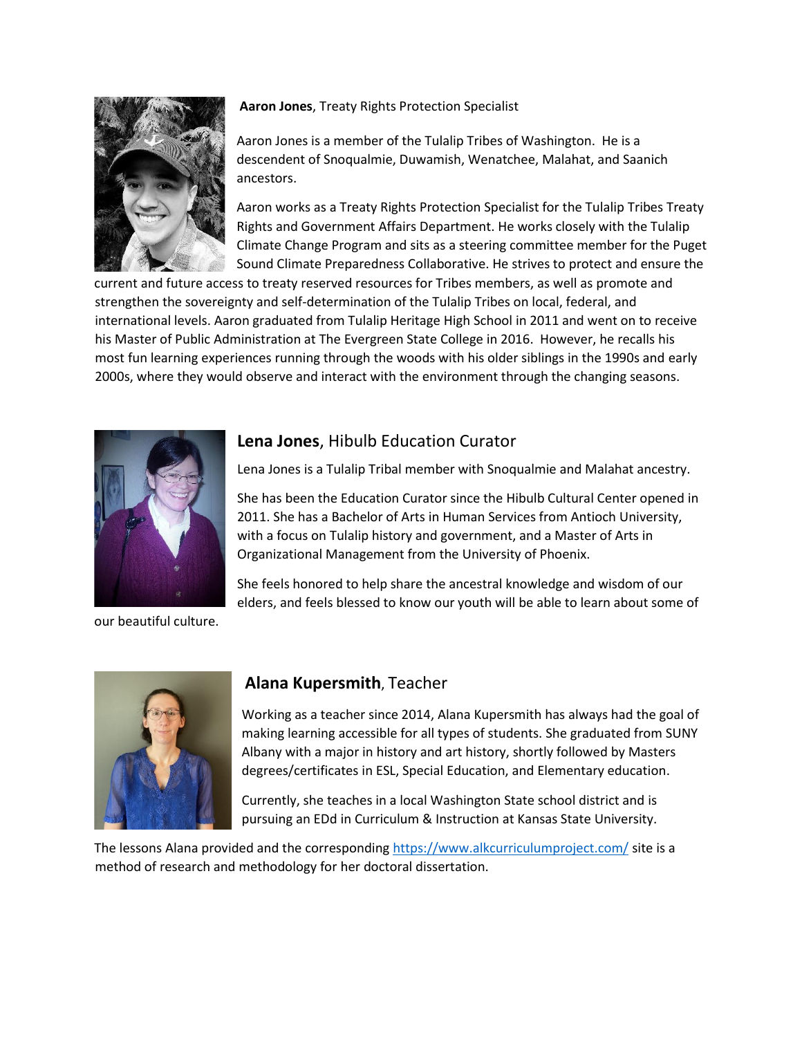**Aaron Jones**, Treaty Rights Protection Specialist

Aaron Jones is a member of the Tulalip Tribes of Washington. He is a descendent of Snoqualmie, Duwamish, Wenatchee, Malahat, and Saanich ancestors.

Aaron works as a Treaty Rights Protection Specialist for the Tulalip Tribes Treaty Rights and Government Affairs Department. He works closely with the Tulalip Climate Change Program and sits as a steering committee member for the Puget Sound Climate Preparedness Collaborative. He strives to protect and ensure the current and future access to treaty reserved resources for Tribes members, as well as promote and strengthen the sovereignty and self-determination of the Tulalip Tribes on local, federal, and international levels. Aaron graduated from Tulalip Heritage High School in 2011 and went on to receive his Master of Public Administration at The Evergreen State College in 2016. However, he recalls his most fun learning experiences running through the woods with his older siblings in the 1990s and early 2000s, where they would observe and interact with the environment through the changing seasons.

## **Lena Jones**, Hibulb Education Curator

Lena Jones is a Tulalip Tribal member with Snoqualmie and Malahat ancestry.

She has been the Education Curator since the Hibulb Cultural Center opened in 2011. She has a Bachelor of Arts in Human Services from Antioch University, with a focus on Tulalip history and government, and a Master of Arts in Organizational Management from the University of Phoenix.

She feels honored to help share the ancestral knowledge and wisdom of our elders, and feels blessed to know our youth will be able to learn about some of our beautiful culture.

## **Alana Kupersmith**, Teacher

Working as a teacher since 2014, Alana Kupersmith has always had the goal of making learning accessible for all types of students. She graduated from SUNY Albany with a major in history and art history, shortly followed by Masters degrees/certificates in ESL, Special Education, and Elementary education.

Currently, she teaches in a local Washington State school district and is pursuing an EDd in Curriculum & Instruction at Kansas State University.

The lessons Alana provided and the corresponding [https://www.alkcurriculumproject.com/](https://www.alkcurriculumproject.com/) site is a method of research and methodology for her doctoral dissertation.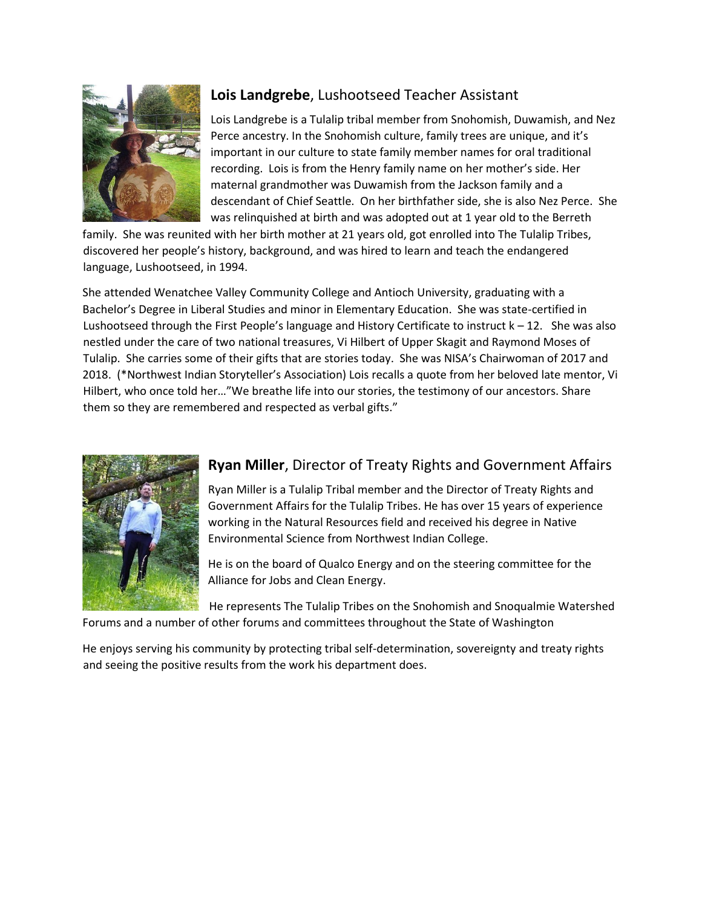**Lois Landgrebe**, Lushootseed Teacher Assistant

Lois Landgrebe is a Tulalip tribal member from Snohomish, Duwamish, and Nez Perce ancestry. In the Snohomish culture, family trees are unique, and it's important in our culture to state family member names for oral traditional recording. Lois is from the Henry family name on her mother's side. Her maternal grandmother was Duwamish from the Jackson family and a descendant of Chief Seattle. On her birthfather side, she is also Nez Perce. She was relinquished at birth and was adopted out at 1 year old to the Berreth family. She was reunited with her birth mother at 21 years old, got enrolled into The Tulalip Tribes, discovered her people's history, background, and was hired to learn and teach the endangered language, Lushootseed, in 1994.

She attended Wenatchee Valley Community College and Antioch University, graduating with a Bachelor's Degree in Liberal Studies and minor in Elementary Education. She was state-certified in Lushootseed through the First People's language and History Certificate to instruct k – 12. She was also nestled under the care of two national treasures, Vi Hilbert of Upper Skagit and Raymond Moses of Tulalip. She carries some of their gifts that are stories today. She was NISA's Chairwoman of 2017 and 2018. (*Northwest Indian Storyteller's Association) Lois recalls a quote from her beloved late mentor, Vi Hilbert, who once told her…"We breathe life into our stories, the testimony of our ancestors. Share them so they are remembered and respected as verbal gifts."

**Ryan Miller**, Director of Treaty Rights and Government Affairs

Ryan Miller is a Tulalip Tribal member and the Director of Treaty Rights and Government Affairs for the Tulalip Tribes. He has over 15 years of experience working in the Natural Resources field and received his degree in Native Environmental Science from Northwest Indian College.

He is on the board of Qualco Energy and on the steering committee for the Alliance for Jobs and Clean Energy.

He represents The Tulalip Tribes on the Snohomish and Snoqualmie Watershed Forums and a number of other forums and committees throughout the State of Washington

He enjoys serving his community by protecting tribal self-determination, sovereignty and treaty rights and seeing the positive results from the work his department does.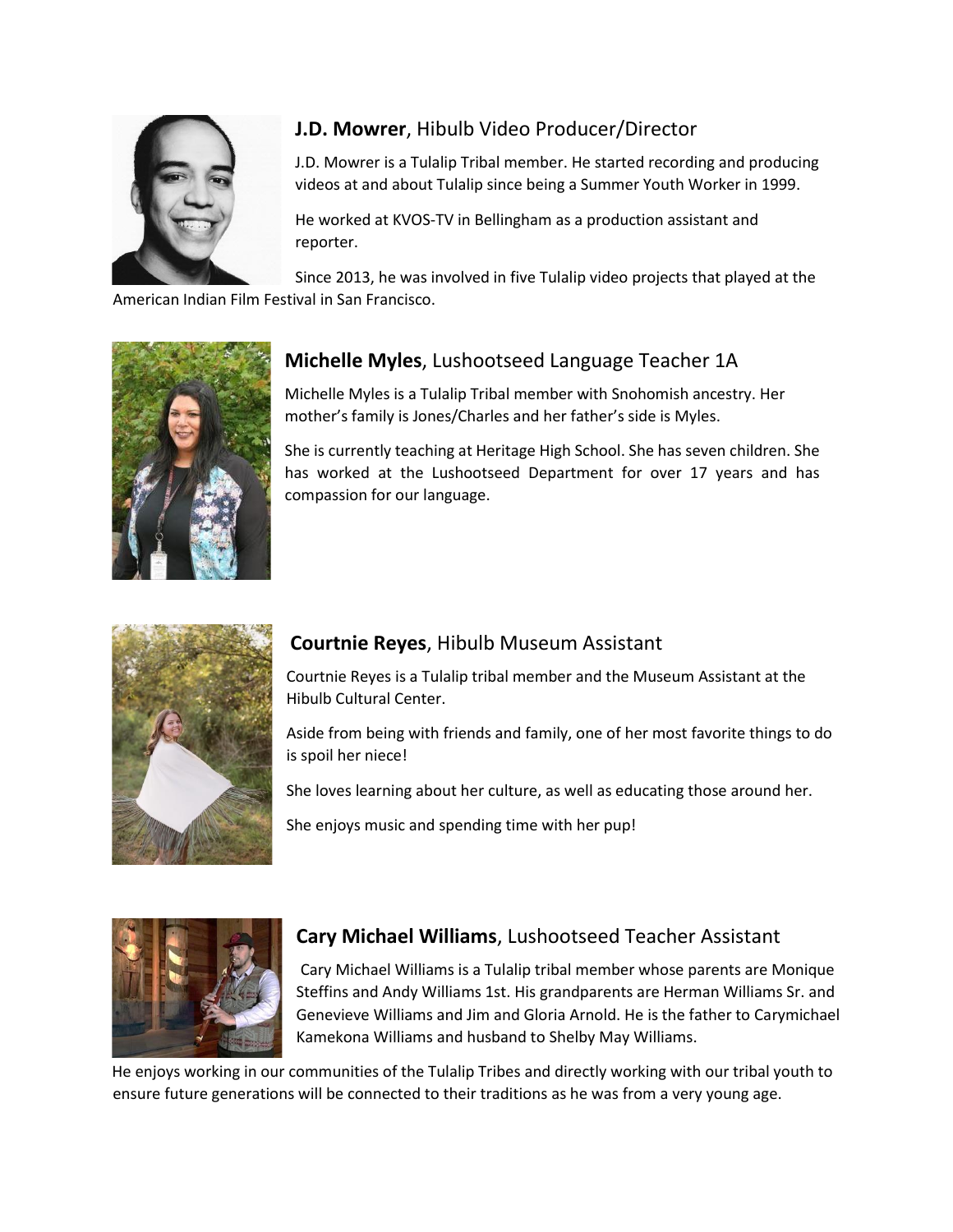**J.D. Mowrer**, Hibulb Video Producer/Director

J.D. Mowrer is a Tulalip Tribal member. He started recording and producing videos at and about Tulalip since being a Summer Youth Worker in 1999.

He worked at KVOS-TV in Bellingham as a production assistant and reporter.

Since 2013, he was involved in five Tulalip video projects that played at the American Indian Film Festival in San Francisco.

**Michelle Myles**, Lushootseed Language Teacher 1A

Michelle Myles is a Tulalip Tribal member with Snohomish ancestry. Her mother's family is Jones/Charles and her father's side is Myles.

She is currently teaching at Heritage High School. She has seven children. She has worked at the Lushootseed Department for over 17 years and has compassion for our language.

**Courtnie Reyes**, Hibulb Museum Assistant

Courtnie Reyes is a Tulalip tribal member and the Museum Assistant at the Hibulb Cultural Center.

Aside from being with friends and family, one of her most favorite things to do is spoil her niece!

She loves learning about her culture, as well as educating those around her.

She enjoys music and spending time with her pup!

**Cary Michael Williams**, Lushootseed Teacher Assistant

Cary Michael Williams is a Tulalip tribal member whose parents are Monique Steffins and Andy Williams 1st. His grandparents are Herman Williams Sr. and Genevieve Williams and Jim and Gloria Arnold. He is the father to Carymichael Kamekona Williams and husband to Shelby May Williams.

He enjoys working in our communities of the Tulalip Tribes and directly working with our tribal youth to ensure future generations will be connected to their traditions as he was from a very young age.